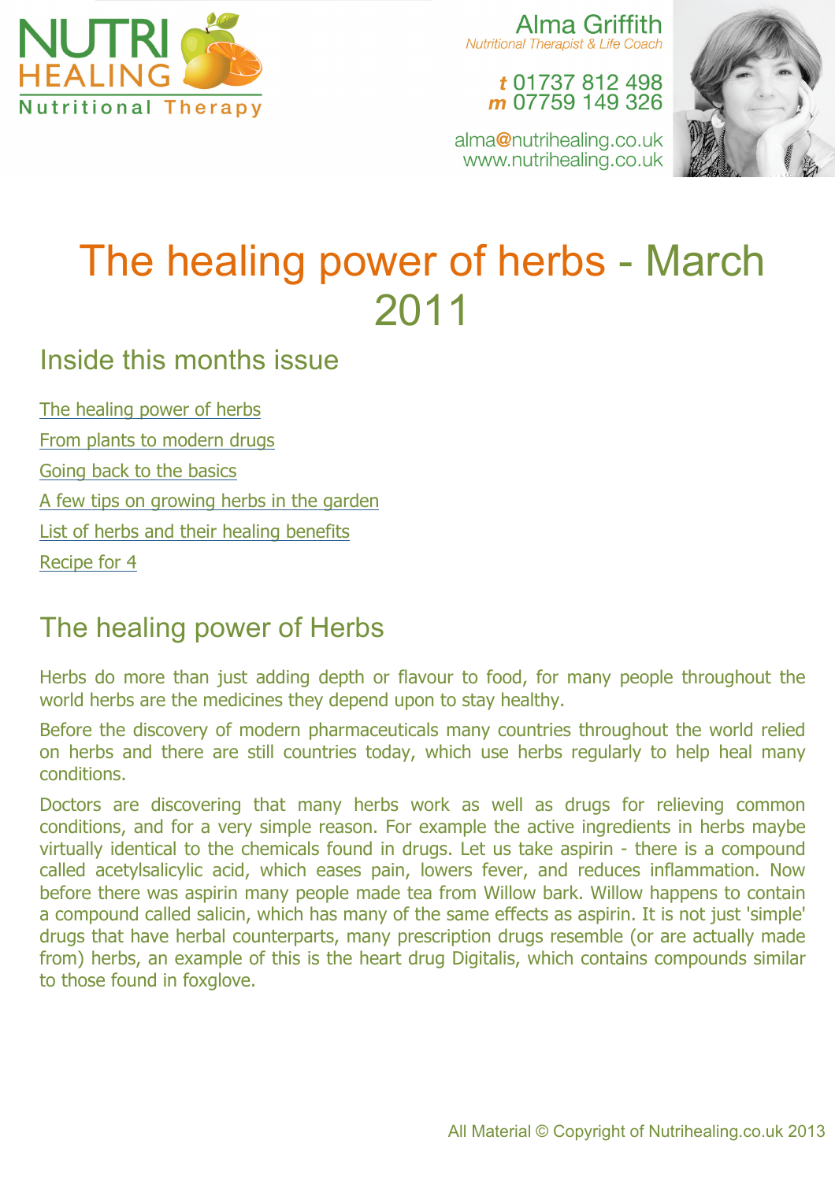NUTRI HEALING
Nutritional Therapy

Alma Griffith
*Nutritional Therapist & Life Coach*

**t** 01737 812 498
**m** 07759 149 326

alma@nutrihealing.co.uk
www.nutrihealing.co.uk

# The healing power of herbs - March 2011

## Inside this months issue

- The healing power of herbs
- From plants to modern drugs
- Going back to the basics
- A few tips on growing herbs in the garden
- List of herbs and their healing benefits
- Recipe for 4

## The healing power of Herbs

Herbs do more than just adding depth or flavour to food, for many people throughout the world herbs are the medicines they depend upon to stay healthy.

Before the discovery of modern pharmaceuticals many countries throughout the world relied on herbs and there are still countries today, which use herbs regularly to help heal many conditions.

Doctors are discovering that many herbs work as well as drugs for relieving common conditions, and for a very simple reason. For example the active ingredients in herbs maybe virtually identical to the chemicals found in drugs. Let us take aspirin - there is a compound called acetylsalicylic acid, which eases pain, lowers fever, and reduces inflammation. Now before there was aspirin many people made tea from Willow bark. Willow happens to contain a compound called salicin, which has many of the same effects as aspirin. It is not just 'simple' drugs that have herbal counterparts, many prescription drugs resemble (or are actually made from) herbs, an example of this is the heart drug Digitalis, which contains compounds similar to those found in foxglove.

All Material © Copyright of Nutrihealing.co.uk 2013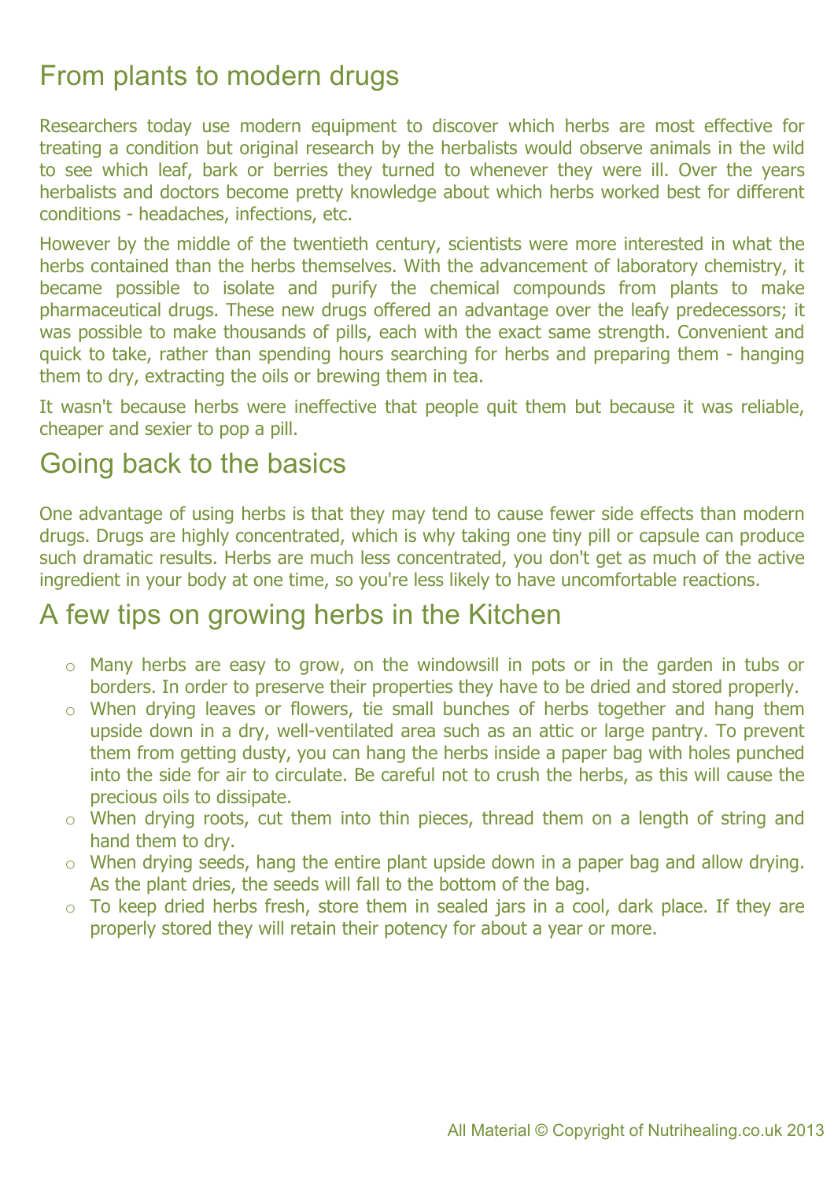## From plants to modern drugs

Researchers today use modern equipment to discover which herbs are most effective for treating a condition but original research by the herbalists would observe animals in the wild to see which leaf, bark or berries they turned to whenever they were ill. Over the years herbalists and doctors become pretty knowledge about which herbs worked best for different conditions - headaches, infections, etc.

However by the middle of the twentieth century, scientists were more interested in what the herbs contained than the herbs themselves. With the advancement of laboratory chemistry, it became possible to isolate and purify the chemical compounds from plants to make pharmaceutical drugs. These new drugs offered an advantage over the leafy predecessors; it was possible to make thousands of pills, each with the exact same strength. Convenient and quick to take, rather than spending hours searching for herbs and preparing them - hanging them to dry, extracting the oils or brewing them in tea.

It wasn't because herbs were ineffective that people quit them but because it was reliable, cheaper and sexier to pop a pill.

## Going back to the basics

One advantage of using herbs is that they may tend to cause fewer side effects than modern drugs. Drugs are highly concentrated, which is why taking one tiny pill or capsule can produce such dramatic results. Herbs are much less concentrated, you don't get as much of the active ingredient in your body at one time, so you're less likely to have uncomfortable reactions.

## A few tips on growing herbs in the Kitchen

- Many herbs are easy to grow, on the windowsill in pots or in the garden in tubs or borders. In order to preserve their properties they have to be dried and stored properly.
- When drying leaves or flowers, tie small bunches of herbs together and hang them upside down in a dry, well-ventilated area such as an attic or large pantry. To prevent them from getting dusty, you can hang the herbs inside a paper bag with holes punched into the side for air to circulate. Be careful not to crush the herbs, as this will cause the precious oils to dissipate.
- When drying roots, cut them into thin pieces, thread them on a length of string and hand them to dry.
- When drying seeds, hang the entire plant upside down in a paper bag and allow drying. As the plant dries, the seeds will fall to the bottom of the bag.
- To keep dried herbs fresh, store them in sealed jars in a cool, dark place. If they are properly stored they will retain their potency for about a year or more.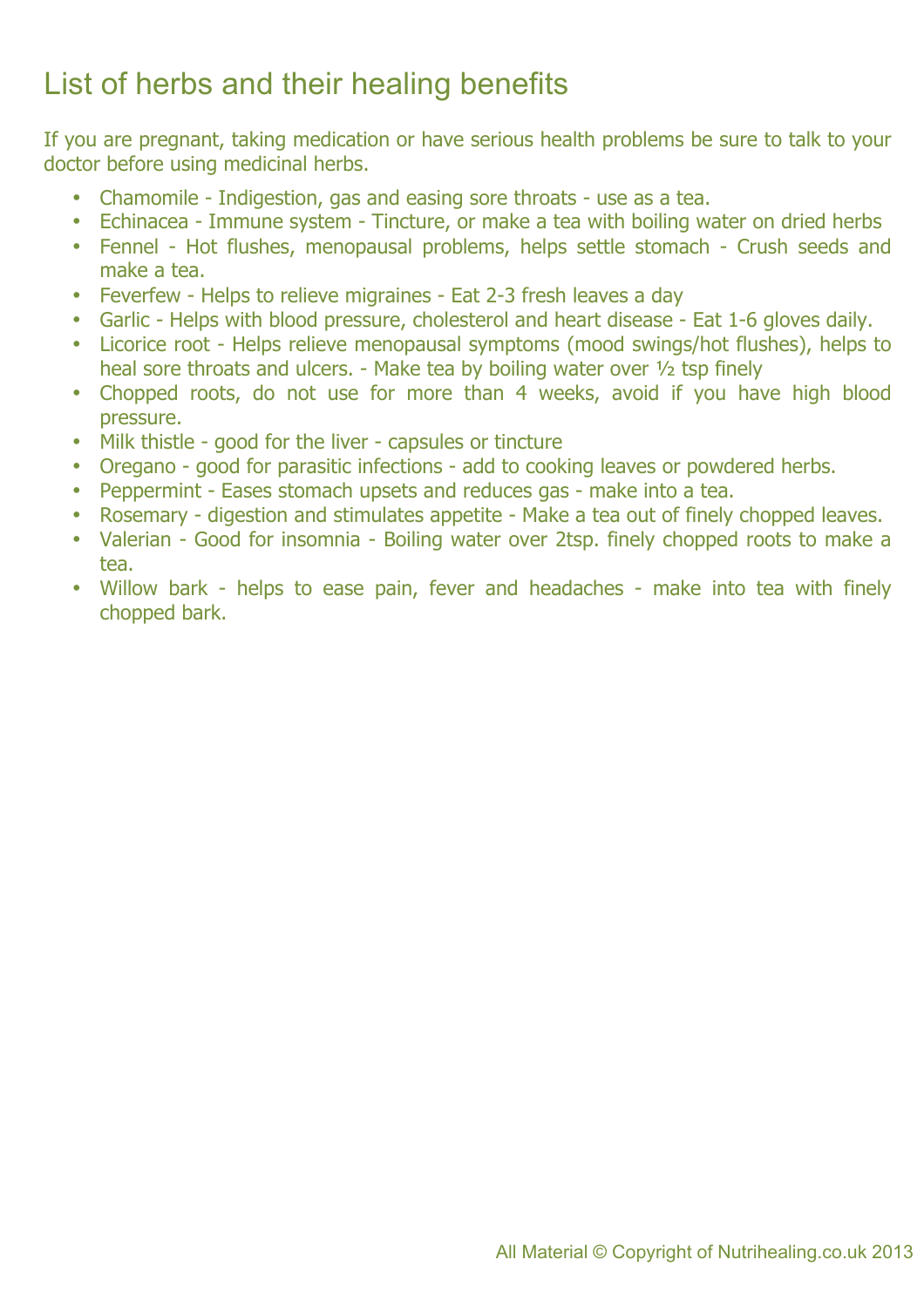# List of herbs and their healing benefits

If you are pregnant, taking medication or have serious health problems be sure to talk to your doctor before using medicinal herbs.

- Chamomile - Indigestion, gas and easing sore throats - use as a tea.
- Echinacea - Immune system - Tincture, or make a tea with boiling water on dried herbs
- Fennel - Hot flushes, menopausal problems, helps settle stomach - Crush seeds and make a tea.
- Feverfew - Helps to relieve migraines - Eat 2-3 fresh leaves a day
- Garlic - Helps with blood pressure, cholesterol and heart disease - Eat 1-6 gloves daily.
- Licorice root - Helps relieve menopausal symptoms (mood swings/hot flushes), helps to heal sore throats and ulcers. - Make tea by boiling water over ½ tsp finely
- Chopped roots, do not use for more than 4 weeks, avoid if you have high blood pressure.
- Milk thistle - good for the liver - capsules or tincture
- Oregano - good for parasitic infections - add to cooking leaves or powdered herbs.
- Peppermint - Eases stomach upsets and reduces gas - make into a tea.
- Rosemary - digestion and stimulates appetite - Make a tea out of finely chopped leaves.
- Valerian - Good for insomnia - Boiling water over 2tsp. finely chopped roots to make a tea.
- Willow bark - helps to ease pain, fever and headaches - make into tea with finely chopped bark.

All Material © Copyright of Nutrihealing.co.uk 2013